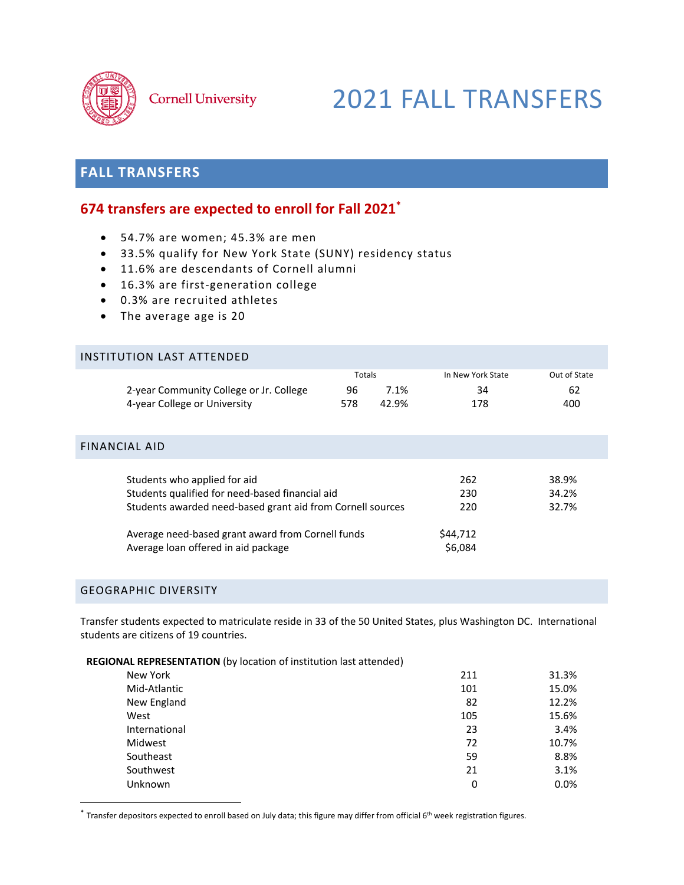Cornell University

# 2021 FALL TRANSFERS

## FALL TRANSFERS

### 674 transfers are expected to enroll for Fall 2021*

- 54.7% are women; 45.3% are men
- 33.5% qualify for New York State (SUNY) residency status
- 11.6% are descendants of Cornell alumni
- 16.3% are first-generation college
- 0.3% are recruited athletes
- The average age is 20

## INSTITUTION LAST ATTENDED

| | Totals | | In New York State | Out of State |
|---|---|---|---|---|
| 2-year Community College or Jr. College | 96 | 7.1% | 34 | 62 |
| 4-year College or University | 578 | 42.9% | 178 | 400 |

## FINANCIAL AID

| | | |
|---|---|---|
| Students who applied for aid | 262 | 38.9% |
| Students qualified for need-based financial aid | 230 | 34.2% |
| Students awarded need-based grant aid from Cornell sources | 220 | 32.7% |
| Average need-based grant award from Cornell funds | $44,712 | |
| Average loan offered in aid package | $6,084 | |

## GEOGRAPHIC DIVERSITY

Transfer students expected to matriculate reside in 33 of the 50 United States, plus Washington DC. International students are citizens of 19 countries.

**REGIONAL REPRESENTATION** (by location of institution last attended)

| | | |
|---|---|---|
| New York | 211 | 31.3% |
| Mid-Atlantic | 101 | 15.0% |
| New England | 82 | 12.2% |
| West | 105 | 15.6% |
| International | 23 | 3.4% |
| Midwest | 72 | 10.7% |
| Southeast | 59 | 8.8% |
| Southwest | 21 | 3.1% |
| Unknown | 0 | 0.0% |

* Transfer depositors expected to enroll based on July data; this figure may differ from official 6th week registration figures.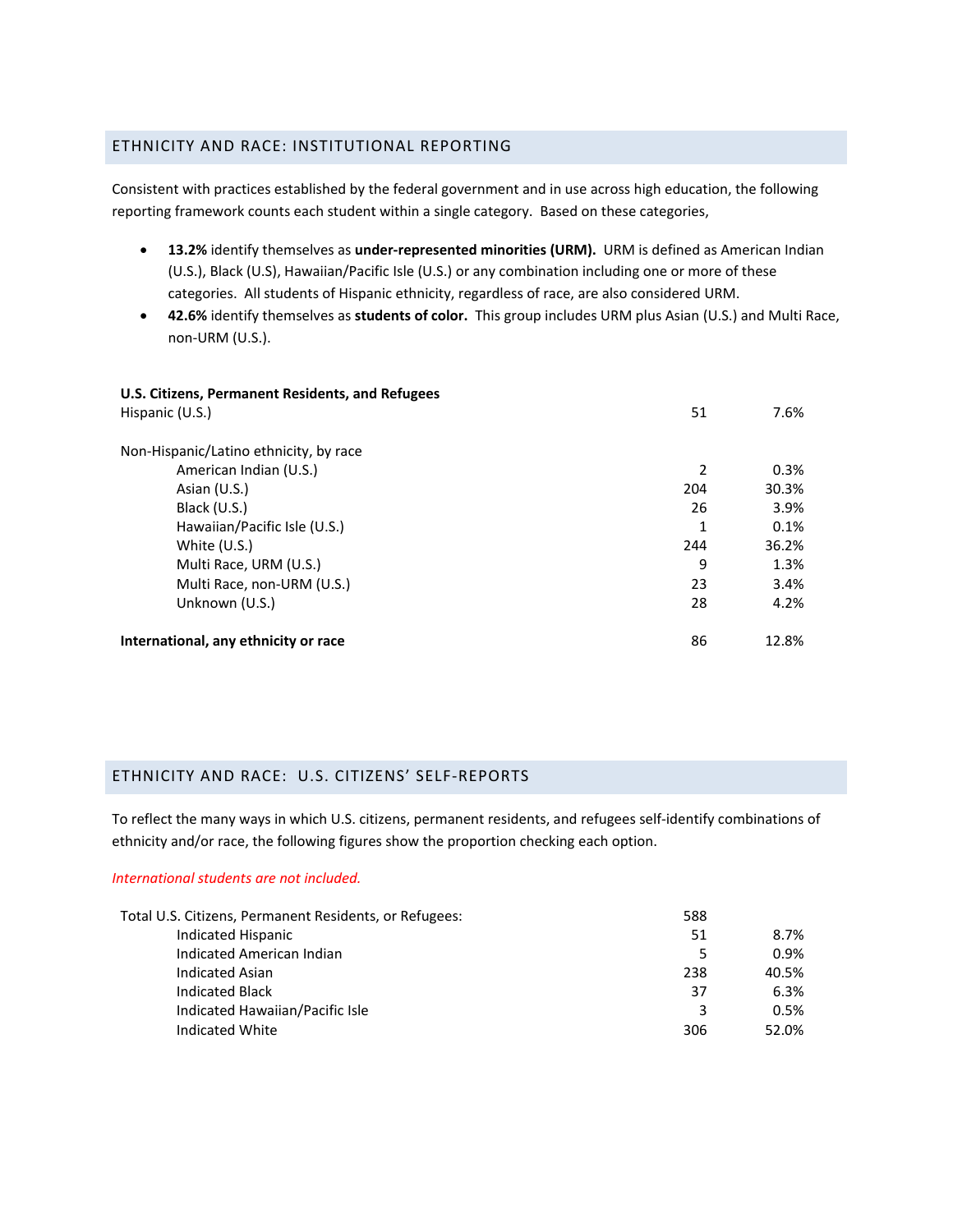## ETHNICITY AND RACE: INSTITUTIONAL REPORTING

Consistent with practices established by the federal government and in use across high education, the following reporting framework counts each student within a single category. Based on these categories,

- **13.2%** identify themselves as **under-represented minorities (URM).** URM is defined as American Indian (U.S.), Black (U.S), Hawaiian/Pacific Isle (U.S.) or any combination including one or more of these categories. All students of Hispanic ethnicity, regardless of race, are also considered URM.
- **42.6%** identify themselves as **students of color.** This group includes URM plus Asian (U.S.) and Multi Race, non-URM (U.S.).

| **U.S. Citizens, Permanent Residents, and Refugees** | | |
|---|---|---|
| Hispanic (U.S.) | 51 | 7.6% |
| | | |
| Non-Hispanic/Latino ethnicity, by race | | |
| American Indian (U.S.) | 2 | 0.3% |
| Asian (U.S.) | 204 | 30.3% |
| Black (U.S.) | 26 | 3.9% |
| Hawaiian/Pacific Isle (U.S.) | 1 | 0.1% |
| White (U.S.) | 244 | 36.2% |
| Multi Race, URM (U.S.) | 9 | 1.3% |
| Multi Race, non-URM (U.S.) | 23 | 3.4% |
| Unknown (U.S.) | 28 | 4.2% |
| | | |
| **International, any ethnicity or race** | 86 | 12.8% |

## ETHNICITY AND RACE: U.S. CITIZENS' SELF-REPORTS

To reflect the many ways in which U.S. citizens, permanent residents, and refugees self-identify combinations of ethnicity and/or race, the following figures show the proportion checking each option.

*International students are not included.*

| Total U.S. Citizens, Permanent Residents, or Refugees: | 588 | |
|---|---|---|
| Indicated Hispanic | 51 | 8.7% |
| Indicated American Indian | 5 | 0.9% |
| Indicated Asian | 238 | 40.5% |
| Indicated Black | 37 | 6.3% |
| Indicated Hawaiian/Pacific Isle | 3 | 0.5% |
| Indicated White | 306 | 52.0% |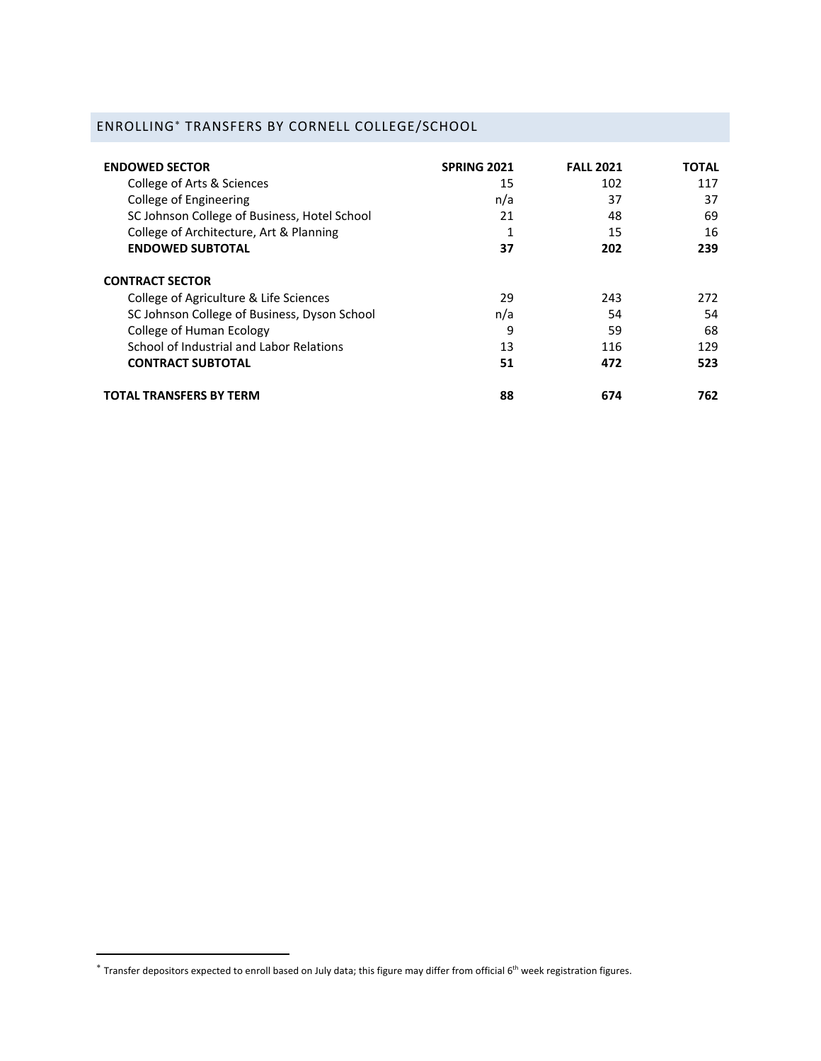## ENROLLING[*] TRANSFERS BY CORNELL COLLEGE/SCHOOL

| **ENDOWED SECTOR** | **SPRING 2021** | **FALL 2021** | **TOTAL** |
|---|---|---|---|
| College of Arts & Sciences | 15 | 102 | 117 |
| College of Engineering | n/a | 37 | 37 |
| SC Johnson College of Business, Hotel School | 21 | 48 | 69 |
| College of Architecture, Art & Planning | 1 | 15 | 16 |
| **ENDOWED SUBTOTAL** | **37** | **202** | **239** |
| | | | |
| **CONTRACT SECTOR** | | | |
| College of Agriculture & Life Sciences | 29 | 243 | 272 |
| SC Johnson College of Business, Dyson School | n/a | 54 | 54 |
| College of Human Ecology | 9 | 59 | 68 |
| School of Industrial and Labor Relations | 13 | 116 | 129 |
| **CONTRACT SUBTOTAL** | **51** | **472** | **523** |
| | | | |
| **TOTAL TRANSFERS BY TERM** | **88** | **674** | **762** |

[*] Transfer depositors expected to enroll based on July data; this figure may differ from official 6th week registration figures.